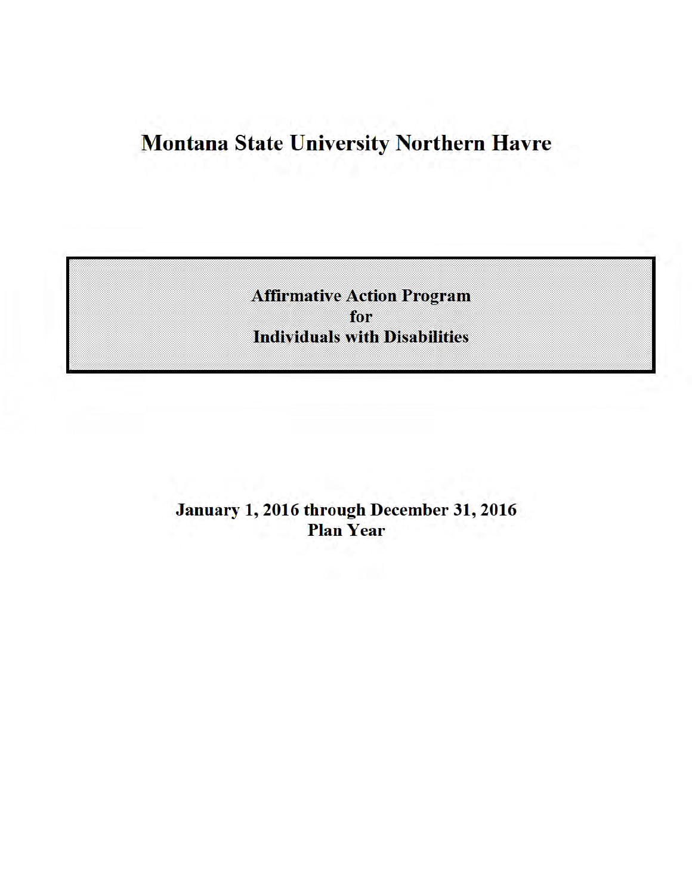# Montana State University Northern Havre

**Affirmative Action Program**
**for**
**Individuals with Disabilities**

**January 1, 2016 through December 31, 2016**
**Plan Year**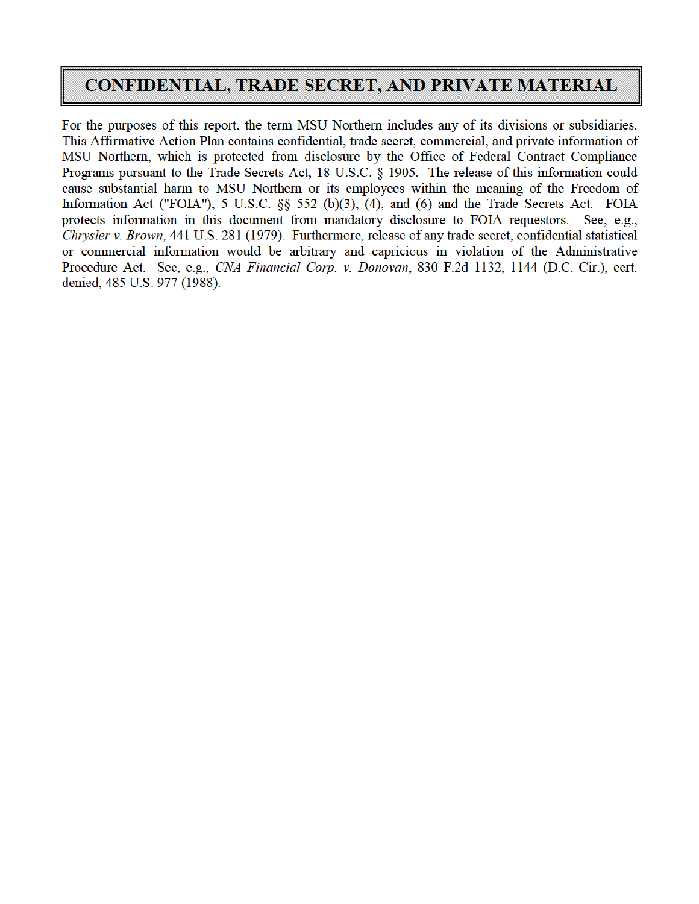# CONFIDENTIAL, TRADE SECRET, AND PRIVATE MATERIAL

For the purposes of this report, the term MSU Northern includes any of its divisions or subsidiaries. This Affirmative Action Plan contains confidential, trade secret, commercial, and private information of MSU Northern, which is protected from disclosure by the Office of Federal Contract Compliance Programs pursuant to the Trade Secrets Act, 18 U.S.C. § 1905. The release of this information could cause substantial harm to MSU Northern or its employees within the meaning of the Freedom of Information Act ("FOIA"), 5 U.S.C. §§ 552 (b)(3), (4), and (6) and the Trade Secrets Act. FOIA protects information in this document from mandatory disclosure to FOIA requestors. See, e.g., *Chrysler v. Brown*, 441 U.S. 281 (1979). Furthermore, release of any trade secret, confidential statistical or commercial information would be arbitrary and capricious in violation of the Administrative Procedure Act. See, e.g., *CNA Financial Corp. v. Donovan*, 830 F.2d 1132, 1144 (D.C. Cir.), cert. denied, 485 U.S. 977 (1988).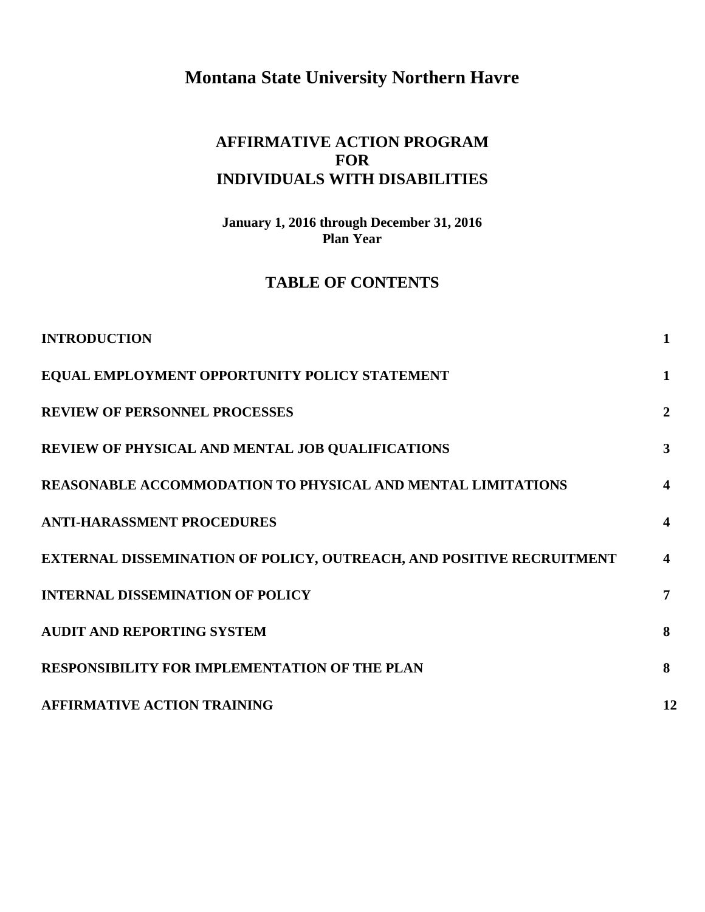# Montana State University Northern Havre

## AFFIRMATIVE ACTION PROGRAM
## FOR
## INDIVIDUALS WITH DISABILITIES

**January 1, 2016 through December 31, 2016**
**Plan Year**

## TABLE OF CONTENTS

| | |
|---|---|
| **INTRODUCTION** | **1** |
| **EQUAL EMPLOYMENT OPPORTUNITY POLICY STATEMENT** | **1** |
| **REVIEW OF PERSONNEL PROCESSES** | **2** |
| **REVIEW OF PHYSICAL AND MENTAL JOB QUALIFICATIONS** | **3** |
| **REASONABLE ACCOMMODATION TO PHYSICAL AND MENTAL LIMITATIONS** | **4** |
| **ANTI-HARASSMENT PROCEDURES** | **4** |
| **EXTERNAL DISSEMINATION OF POLICY, OUTREACH, AND POSITIVE RECRUITMENT** | **4** |
| **INTERNAL DISSEMINATION OF POLICY** | **7** |
| **AUDIT AND REPORTING SYSTEM** | **8** |
| **RESPONSIBILITY FOR IMPLEMENTATION OF THE PLAN** | **8** |
| **AFFIRMATIVE ACTION TRAINING** | **12** |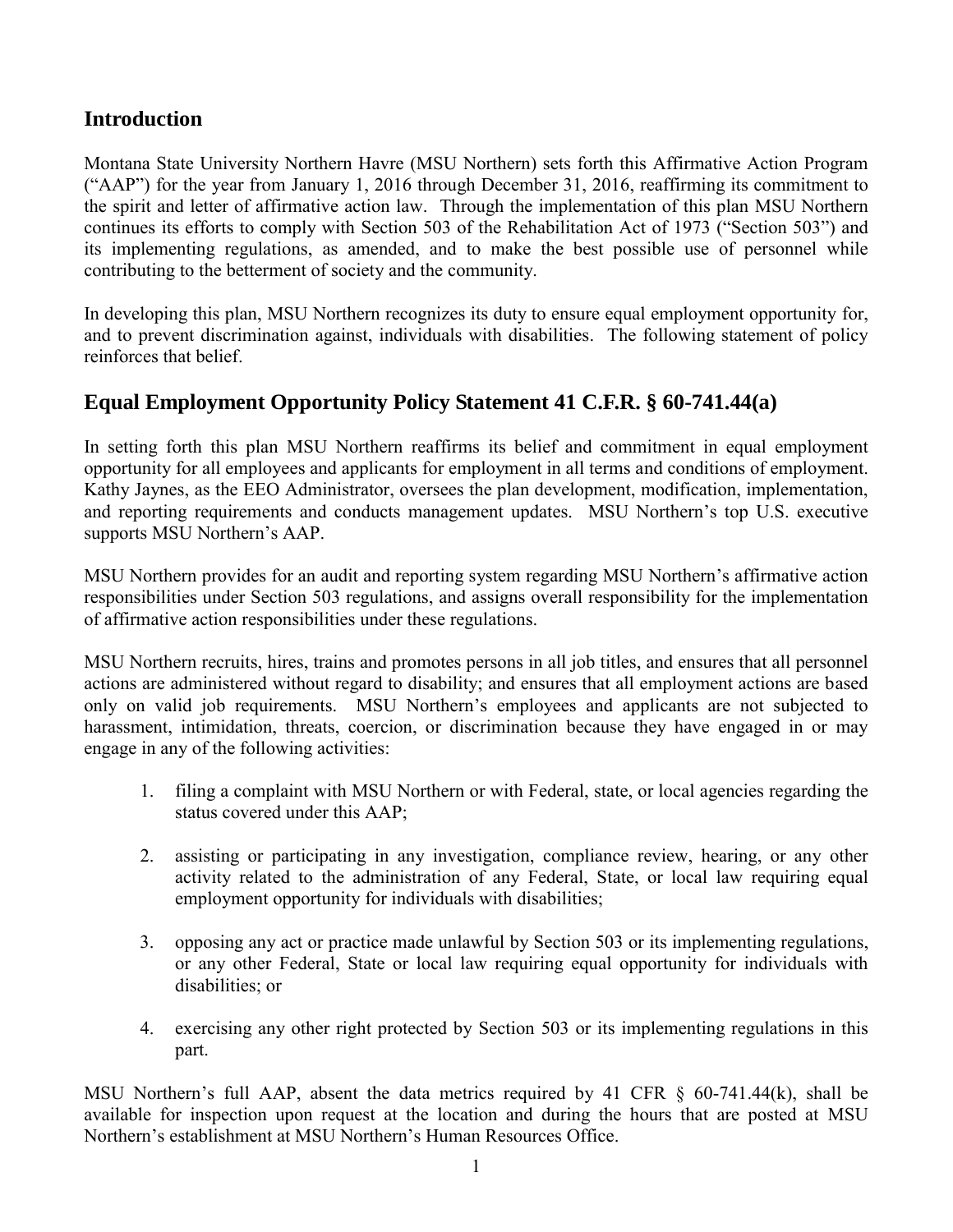## Introduction

Montana State University Northern Havre (MSU Northern) sets forth this Affirmative Action Program ("AAP") for the year from January 1, 2016 through December 31, 2016, reaffirming its commitment to the spirit and letter of affirmative action law. Through the implementation of this plan MSU Northern continues its efforts to comply with Section 503 of the Rehabilitation Act of 1973 ("Section 503") and its implementing regulations, as amended, and to make the best possible use of personnel while contributing to the betterment of society and the community.

In developing this plan, MSU Northern recognizes its duty to ensure equal employment opportunity for, and to prevent discrimination against, individuals with disabilities. The following statement of policy reinforces that belief.

## Equal Employment Opportunity Policy Statement 41 C.F.R. § 60-741.44(a)

In setting forth this plan MSU Northern reaffirms its belief and commitment in equal employment opportunity for all employees and applicants for employment in all terms and conditions of employment. Kathy Jaynes, as the EEO Administrator, oversees the plan development, modification, implementation, and reporting requirements and conducts management updates. MSU Northern's top U.S. executive supports MSU Northern's AAP.

MSU Northern provides for an audit and reporting system regarding MSU Northern's affirmative action responsibilities under Section 503 regulations, and assigns overall responsibility for the implementation of affirmative action responsibilities under these regulations.

MSU Northern recruits, hires, trains and promotes persons in all job titles, and ensures that all personnel actions are administered without regard to disability; and ensures that all employment actions are based only on valid job requirements. MSU Northern's employees and applicants are not subjected to harassment, intimidation, threats, coercion, or discrimination because they have engaged in or may engage in any of the following activities:

1. filing a complaint with MSU Northern or with Federal, state, or local agencies regarding the status covered under this AAP;

2. assisting or participating in any investigation, compliance review, hearing, or any other activity related to the administration of any Federal, State, or local law requiring equal employment opportunity for individuals with disabilities;

3. opposing any act or practice made unlawful by Section 503 or its implementing regulations, or any other Federal, State or local law requiring equal opportunity for individuals with disabilities; or

4. exercising any other right protected by Section 503 or its implementing regulations in this part.

MSU Northern's full AAP, absent the data metrics required by 41 CFR § 60-741.44(k), shall be available for inspection upon request at the location and during the hours that are posted at MSU Northern's establishment at MSU Northern's Human Resources Office.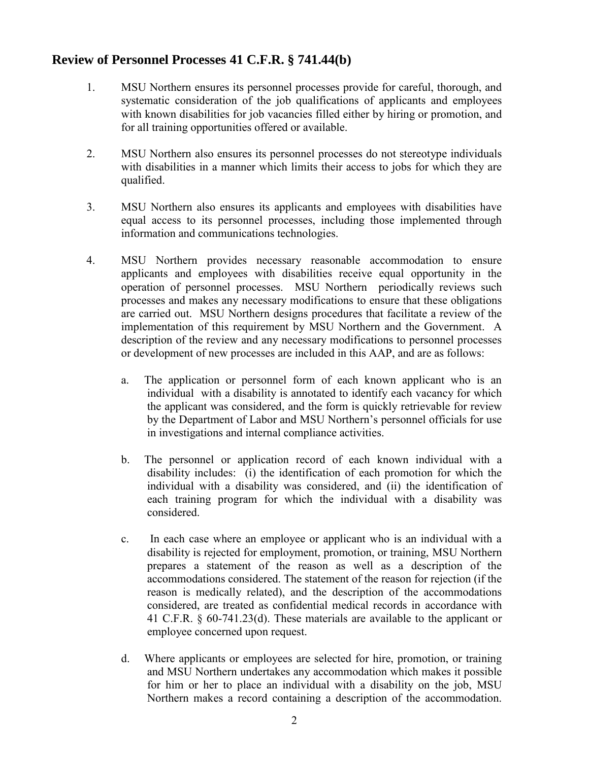## Review of Personnel Processes 41 C.F.R. § 741.44(b)

1. MSU Northern ensures its personnel processes provide for careful, thorough, and systematic consideration of the job qualifications of applicants and employees with known disabilities for job vacancies filled either by hiring or promotion, and for all training opportunities offered or available.

2. MSU Northern also ensures its personnel processes do not stereotype individuals with disabilities in a manner which limits their access to jobs for which they are qualified.

3. MSU Northern also ensures its applicants and employees with disabilities have equal access to its personnel processes, including those implemented through information and communications technologies.

4. MSU Northern provides necessary reasonable accommodation to ensure applicants and employees with disabilities receive equal opportunity in the operation of personnel processes. MSU Northern periodically reviews such processes and makes any necessary modifications to ensure that these obligations are carried out. MSU Northern designs procedures that facilitate a review of the implementation of this requirement by MSU Northern and the Government. A description of the review and any necessary modifications to personnel processes or development of new processes are included in this AAP, and are as follows:

    a. The application or personnel form of each known applicant who is an individual with a disability is annotated to identify each vacancy for which the applicant was considered, and the form is quickly retrievable for review by the Department of Labor and MSU Northern's personnel officials for use in investigations and internal compliance activities.

    b. The personnel or application record of each known individual with a disability includes: (i) the identification of each promotion for which the individual with a disability was considered, and (ii) the identification of each training program for which the individual with a disability was considered.

    c. In each case where an employee or applicant who is an individual with a disability is rejected for employment, promotion, or training, MSU Northern prepares a statement of the reason as well as a description of the accommodations considered. The statement of the reason for rejection (if the reason is medically related), and the description of the accommodations considered, are treated as confidential medical records in accordance with 41 C.F.R. § 60-741.23(d). These materials are available to the applicant or employee concerned upon request.

    d. Where applicants or employees are selected for hire, promotion, or training and MSU Northern undertakes any accommodation which makes it possible for him or her to place an individual with a disability on the job, MSU Northern makes a record containing a description of the accommodation.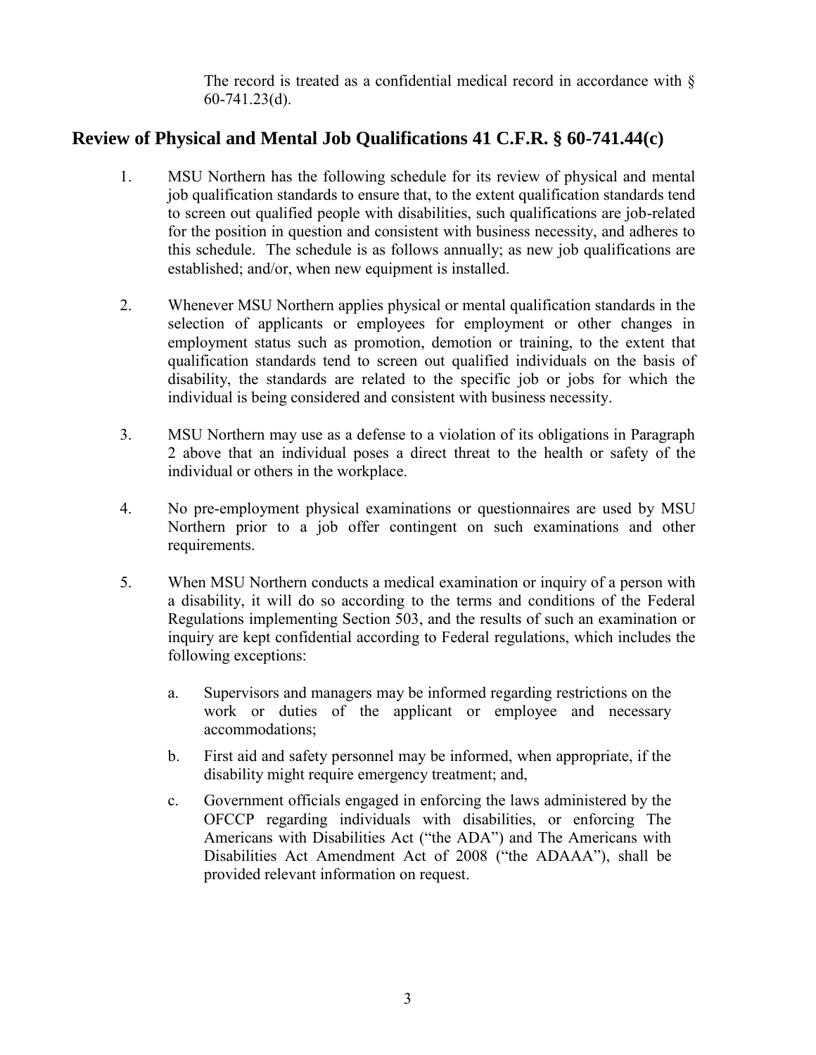The record is treated as a confidential medical record in accordance with § 60-741.23(d).

## Review of Physical and Mental Job Qualifications 41 C.F.R. § 60-741.44(c)

1. MSU Northern has the following schedule for its review of physical and mental job qualification standards to ensure that, to the extent qualification standards tend to screen out qualified people with disabilities, such qualifications are job-related for the position in question and consistent with business necessity, and adheres to this schedule. The schedule is as follows annually; as new job qualifications are established; and/or, when new equipment is installed.

2. Whenever MSU Northern applies physical or mental qualification standards in the selection of applicants or employees for employment or other changes in employment status such as promotion, demotion or training, to the extent that qualification standards tend to screen out qualified individuals on the basis of disability, the standards are related to the specific job or jobs for which the individual is being considered and consistent with business necessity.

3. MSU Northern may use as a defense to a violation of its obligations in Paragraph 2 above that an individual poses a direct threat to the health or safety of the individual or others in the workplace.

4. No pre-employment physical examinations or questionnaires are used by MSU Northern prior to a job offer contingent on such examinations and other requirements.

5. When MSU Northern conducts a medical examination or inquiry of a person with a disability, it will do so according to the terms and conditions of the Federal Regulations implementing Section 503, and the results of such an examination or inquiry are kept confidential according to Federal regulations, which includes the following exceptions:

   a. Supervisors and managers may be informed regarding restrictions on the work or duties of the applicant or employee and necessary accommodations;

   b. First aid and safety personnel may be informed, when appropriate, if the disability might require emergency treatment; and,

   c. Government officials engaged in enforcing the laws administered by the OFCCP regarding individuals with disabilities, or enforcing The Americans with Disabilities Act ("the ADA") and The Americans with Disabilities Act Amendment Act of 2008 ("the ADAAA"), shall be provided relevant information on request.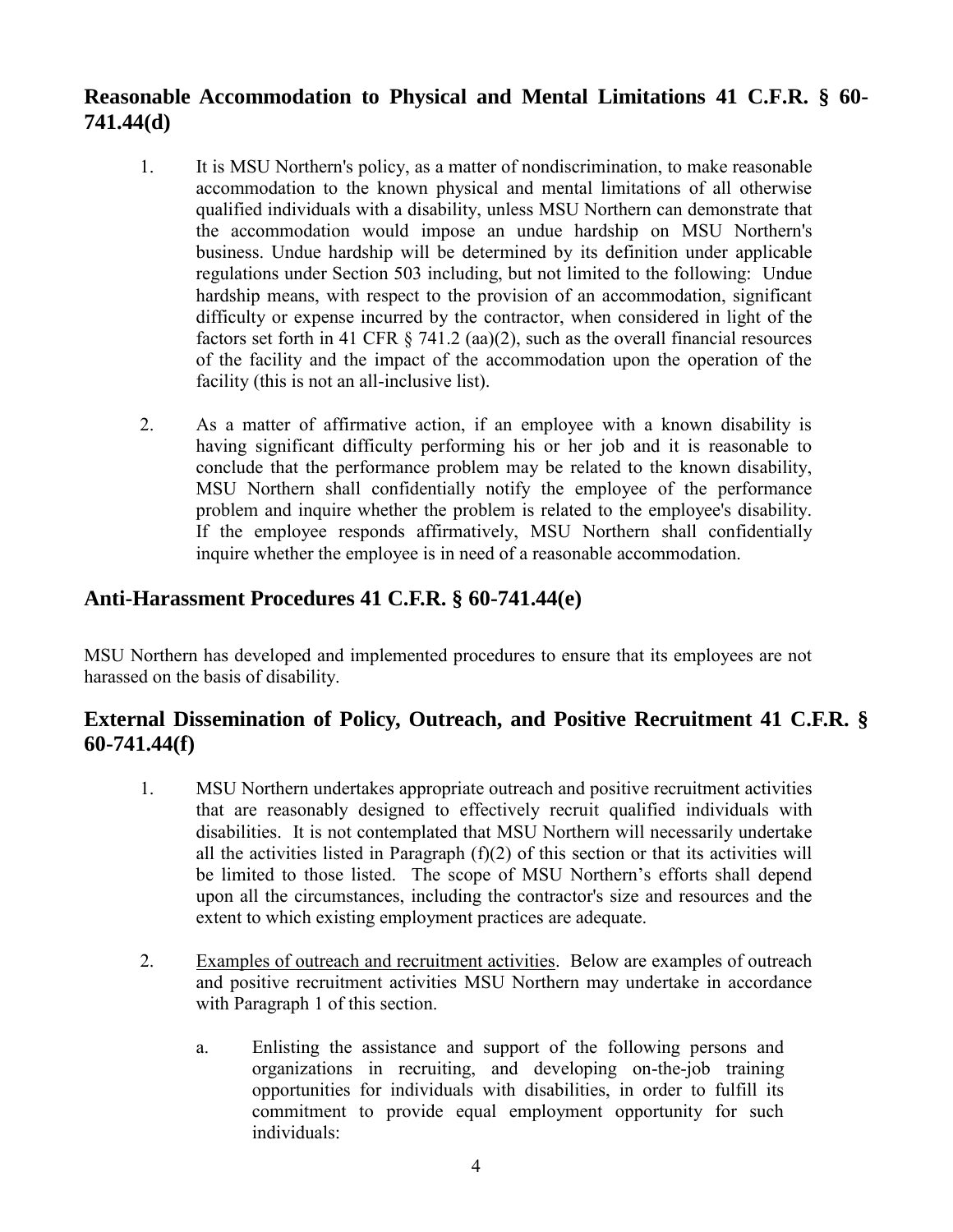## Reasonable Accommodation to Physical and Mental Limitations 41 C.F.R. § 60-741.44(d)

1. It is MSU Northern's policy, as a matter of nondiscrimination, to make reasonable accommodation to the known physical and mental limitations of all otherwise qualified individuals with a disability, unless MSU Northern can demonstrate that the accommodation would impose an undue hardship on MSU Northern's business. Undue hardship will be determined by its definition under applicable regulations under Section 503 including, but not limited to the following: Undue hardship means, with respect to the provision of an accommodation, significant difficulty or expense incurred by the contractor, when considered in light of the factors set forth in 41 CFR § 741.2 (aa)(2), such as the overall financial resources of the facility and the impact of the accommodation upon the operation of the facility (this is not an all-inclusive list).

2. As a matter of affirmative action, if an employee with a known disability is having significant difficulty performing his or her job and it is reasonable to conclude that the performance problem may be related to the known disability, MSU Northern shall confidentially notify the employee of the performance problem and inquire whether the problem is related to the employee's disability. If the employee responds affirmatively, MSU Northern shall confidentially inquire whether the employee is in need of a reasonable accommodation.

## Anti-Harassment Procedures 41 C.F.R. § 60-741.44(e)

MSU Northern has developed and implemented procedures to ensure that its employees are not harassed on the basis of disability.

## External Dissemination of Policy, Outreach, and Positive Recruitment 41 C.F.R. § 60-741.44(f)

1. MSU Northern undertakes appropriate outreach and positive recruitment activities that are reasonably designed to effectively recruit qualified individuals with disabilities. It is not contemplated that MSU Northern will necessarily undertake all the activities listed in Paragraph (f)(2) of this section or that its activities will be limited to those listed. The scope of MSU Northern's efforts shall depend upon all the circumstances, including the contractor's size and resources and the extent to which existing employment practices are adequate.

2. Examples of outreach and recruitment activities. Below are examples of outreach and positive recruitment activities MSU Northern may undertake in accordance with Paragraph 1 of this section.

   a. Enlisting the assistance and support of the following persons and organizations in recruiting, and developing on-the-job training opportunities for individuals with disabilities, in order to fulfill its commitment to provide equal employment opportunity for such individuals: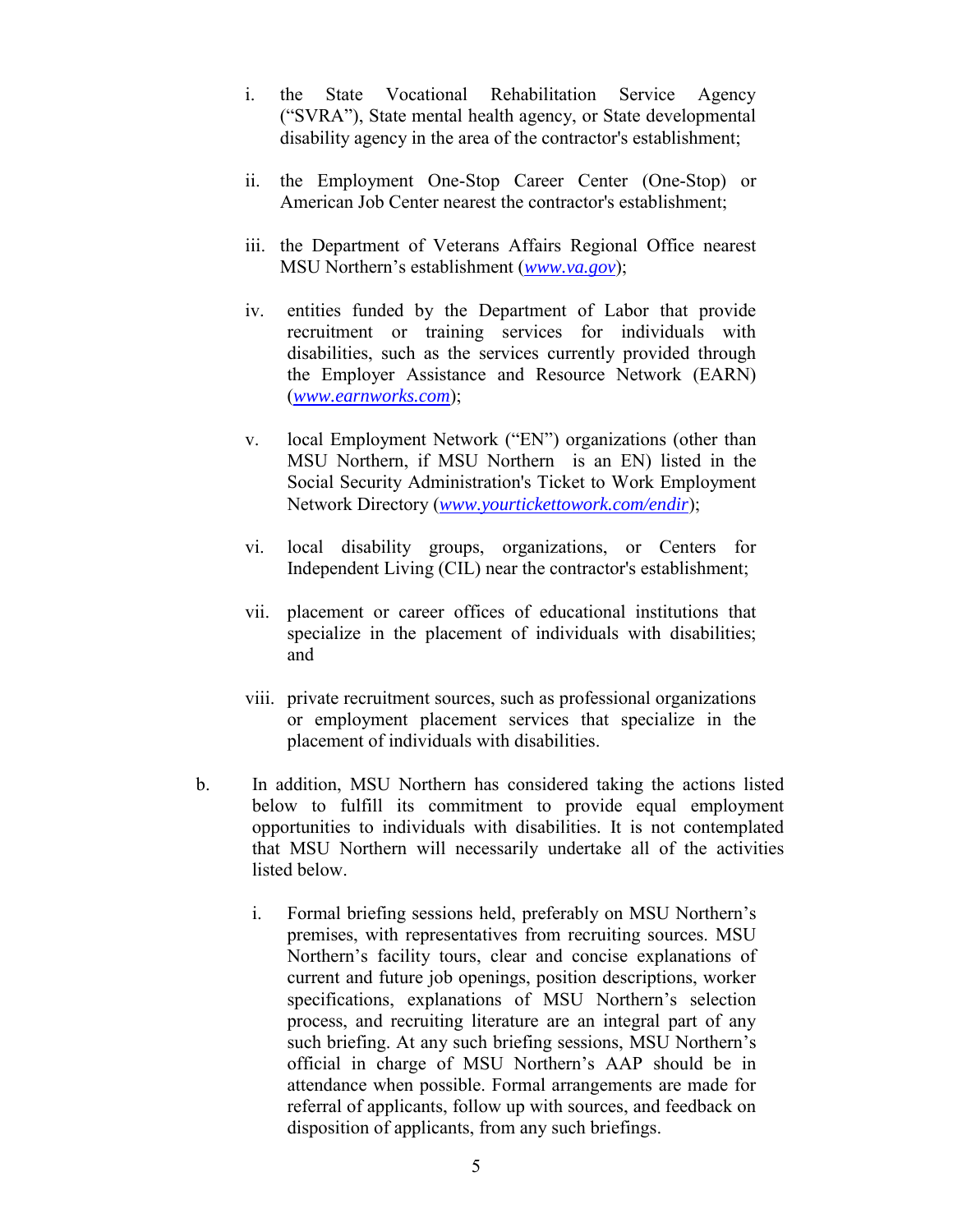i. the State Vocational Rehabilitation Service Agency ("SVRA"), State mental health agency, or State developmental disability agency in the area of the contractor's establishment;

ii. the Employment One-Stop Career Center (One-Stop) or American Job Center nearest the contractor's establishment;

iii. the Department of Veterans Affairs Regional Office nearest MSU Northern's establishment (*www.va.gov*);

iv. entities funded by the Department of Labor that provide recruitment or training services for individuals with disabilities, such as the services currently provided through the Employer Assistance and Resource Network (EARN) (*www.earnworks.com*);

v. local Employment Network ("EN") organizations (other than MSU Northern, if MSU Northern is an EN) listed in the Social Security Administration's Ticket to Work Employment Network Directory (*www.yourtickettowork.com/endir*);

vi. local disability groups, organizations, or Centers for Independent Living (CIL) near the contractor's establishment;

vii. placement or career offices of educational institutions that specialize in the placement of individuals with disabilities; and

viii. private recruitment sources, such as professional organizations or employment placement services that specialize in the placement of individuals with disabilities.

b. In addition, MSU Northern has considered taking the actions listed below to fulfill its commitment to provide equal employment opportunities to individuals with disabilities. It is not contemplated that MSU Northern will necessarily undertake all of the activities listed below.

i. Formal briefing sessions held, preferably on MSU Northern's premises, with representatives from recruiting sources. MSU Northern's facility tours, clear and concise explanations of current and future job openings, position descriptions, worker specifications, explanations of MSU Northern's selection process, and recruiting literature are an integral part of any such briefing. At any such briefing sessions, MSU Northern's official in charge of MSU Northern's AAP should be in attendance when possible. Formal arrangements are made for referral of applicants, follow up with sources, and feedback on disposition of applicants, from any such briefings.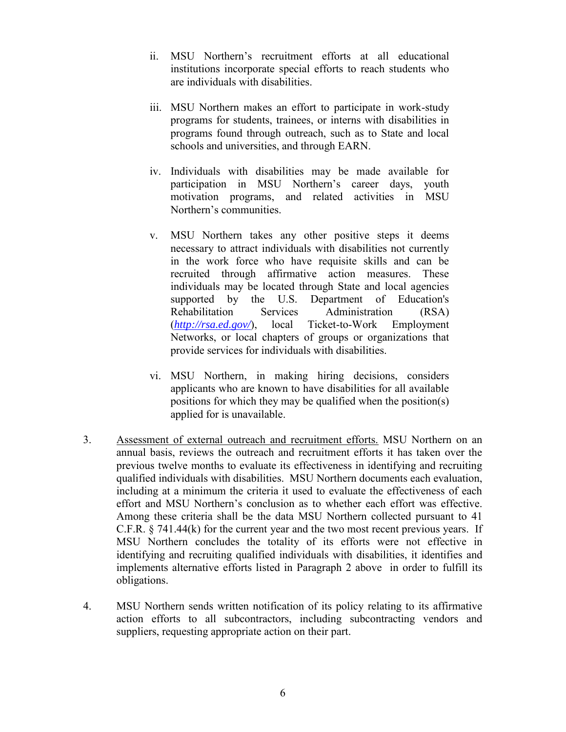ii. MSU Northern's recruitment efforts at all educational institutions incorporate special efforts to reach students who are individuals with disabilities.

iii. MSU Northern makes an effort to participate in work-study programs for students, trainees, or interns with disabilities in programs found through outreach, such as to State and local schools and universities, and through EARN.

iv. Individuals with disabilities may be made available for participation in MSU Northern's career days, youth motivation programs, and related activities in MSU Northern's communities.

v. MSU Northern takes any other positive steps it deems necessary to attract individuals with disabilities not currently in the work force who have requisite skills and can be recruited through affirmative action measures. These individuals may be located through State and local agencies supported by the U.S. Department of Education's Rehabilitation Services Administration (RSA) (*http://rsa.ed.gov/*), local Ticket-to-Work Employment Networks, or local chapters of groups or organizations that provide services for individuals with disabilities.

vi. MSU Northern, in making hiring decisions, considers applicants who are known to have disabilities for all available positions for which they may be qualified when the position(s) applied for is unavailable.

3. Assessment of external outreach and recruitment efforts. MSU Northern on an annual basis, reviews the outreach and recruitment efforts it has taken over the previous twelve months to evaluate its effectiveness in identifying and recruiting qualified individuals with disabilities. MSU Northern documents each evaluation, including at a minimum the criteria it used to evaluate the effectiveness of each effort and MSU Northern's conclusion as to whether each effort was effective. Among these criteria shall be the data MSU Northern collected pursuant to 41 C.F.R. § 741.44(k) for the current year and the two most recent previous years. If MSU Northern concludes the totality of its efforts were not effective in identifying and recruiting qualified individuals with disabilities, it identifies and implements alternative efforts listed in Paragraph 2 above in order to fulfill its obligations.

4. MSU Northern sends written notification of its policy relating to its affirmative action efforts to all subcontractors, including subcontracting vendors and suppliers, requesting appropriate action on their part.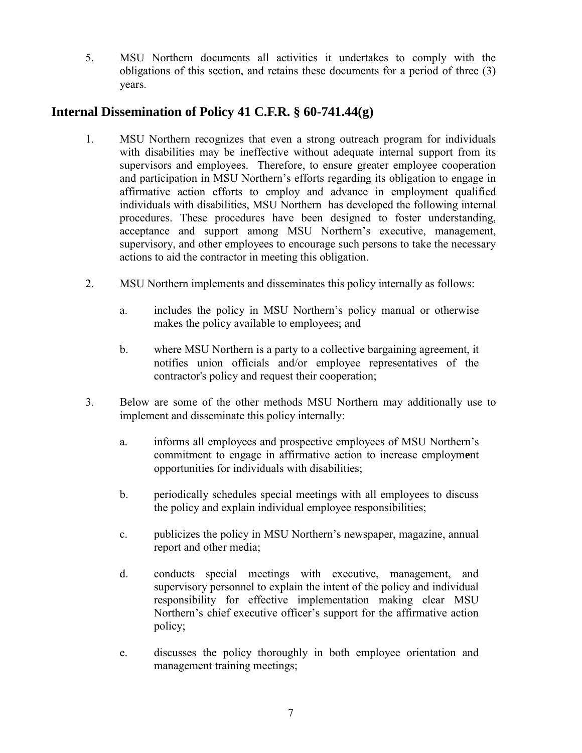5. MSU Northern documents all activities it undertakes to comply with the obligations of this section, and retains these documents for a period of three (3) years.

## Internal Dissemination of Policy 41 C.F.R. § 60-741.44(g)

1. MSU Northern recognizes that even a strong outreach program for individuals with disabilities may be ineffective without adequate internal support from its supervisors and employees. Therefore, to ensure greater employee cooperation and participation in MSU Northern's efforts regarding its obligation to engage in affirmative action efforts to employ and advance in employment qualified individuals with disabilities, MSU Northern has developed the following internal procedures. These procedures have been designed to foster understanding, acceptance and support among MSU Northern's executive, management, supervisory, and other employees to encourage such persons to take the necessary actions to aid the contractor in meeting this obligation.

2. MSU Northern implements and disseminates this policy internally as follows:

   a. includes the policy in MSU Northern's policy manual or otherwise makes the policy available to employees; and

   b. where MSU Northern is a party to a collective bargaining agreement, it notifies union officials and/or employee representatives of the contractor's policy and request their cooperation;

3. Below are some of the other methods MSU Northern may additionally use to implement and disseminate this policy internally:

   a. informs all employees and prospective employees of MSU Northern's commitment to engage in affirmative action to increase employment opportunities for individuals with disabilities;

   b. periodically schedules special meetings with all employees to discuss the policy and explain individual employee responsibilities;

   c. publicizes the policy in MSU Northern's newspaper, magazine, annual report and other media;

   d. conducts special meetings with executive, management, and supervisory personnel to explain the intent of the policy and individual responsibility for effective implementation making clear MSU Northern's chief executive officer's support for the affirmative action policy;

   e. discusses the policy thoroughly in both employee orientation and management training meetings;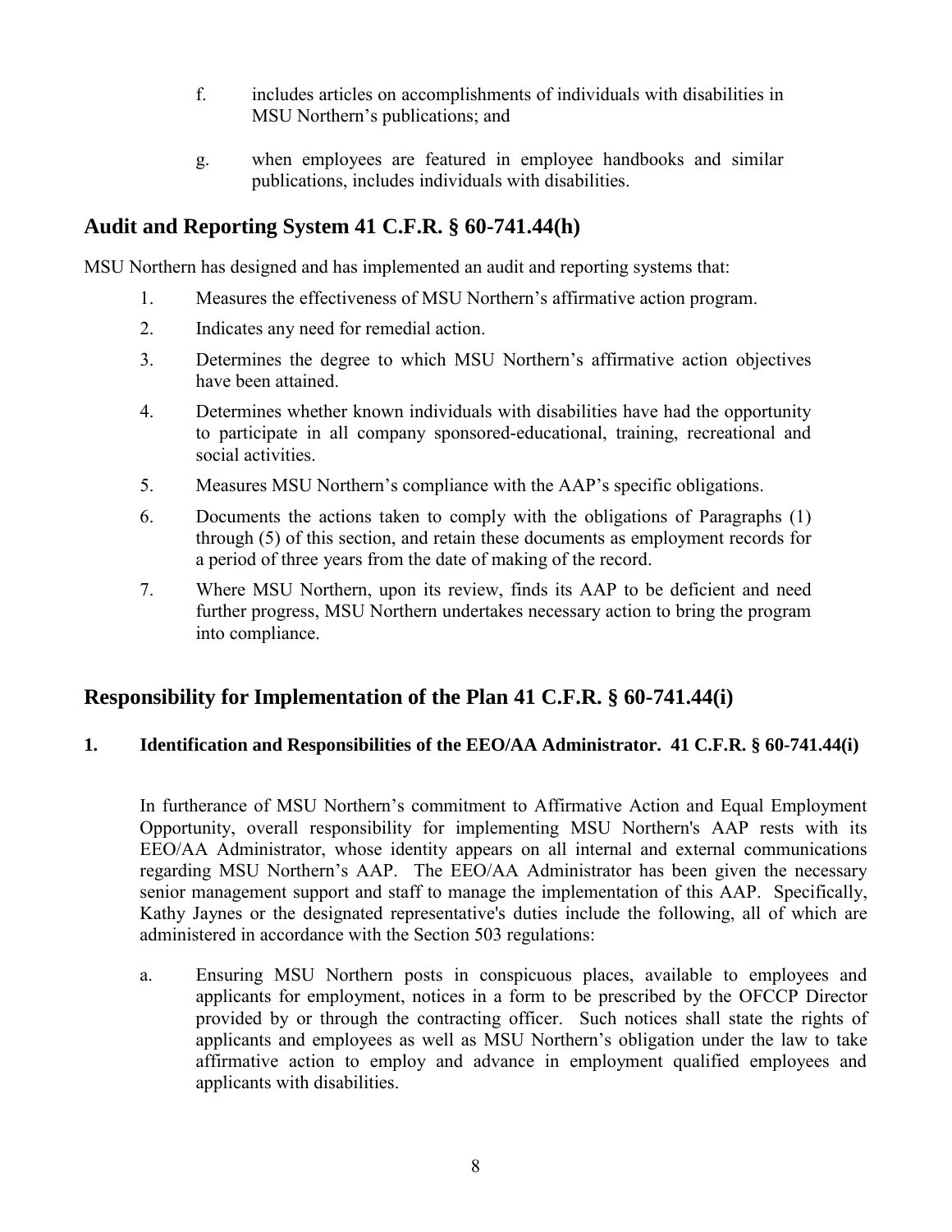f. includes articles on accomplishments of individuals with disabilities in MSU Northern's publications; and

g. when employees are featured in employee handbooks and similar publications, includes individuals with disabilities.

## Audit and Reporting System 41 C.F.R. § 60-741.44(h)

MSU Northern has designed and has implemented an audit and reporting systems that:

1. Measures the effectiveness of MSU Northern's affirmative action program.
2. Indicates any need for remedial action.
3. Determines the degree to which MSU Northern's affirmative action objectives have been attained.
4. Determines whether known individuals with disabilities have had the opportunity to participate in all company sponsored-educational, training, recreational and social activities.
5. Measures MSU Northern's compliance with the AAP's specific obligations.
6. Documents the actions taken to comply with the obligations of Paragraphs (1) through (5) of this section, and retain these documents as employment records for a period of three years from the date of making of the record.
7. Where MSU Northern, upon its review, finds its AAP to be deficient and need further progress, MSU Northern undertakes necessary action to bring the program into compliance.

## Responsibility for Implementation of the Plan 41 C.F.R. § 60-741.44(i)

### 1. Identification and Responsibilities of the EEO/AA Administrator. 41 C.F.R. § 60-741.44(i)

In furtherance of MSU Northern's commitment to Affirmative Action and Equal Employment Opportunity, overall responsibility for implementing MSU Northern's AAP rests with its EEO/AA Administrator, whose identity appears on all internal and external communications regarding MSU Northern's AAP. The EEO/AA Administrator has been given the necessary senior management support and staff to manage the implementation of this AAP. Specifically, Kathy Jaynes or the designated representative's duties include the following, all of which are administered in accordance with the Section 503 regulations:

a. Ensuring MSU Northern posts in conspicuous places, available to employees and applicants for employment, notices in a form to be prescribed by the OFCCP Director provided by or through the contracting officer. Such notices shall state the rights of applicants and employees as well as MSU Northern's obligation under the law to take affirmative action to employ and advance in employment qualified employees and applicants with disabilities.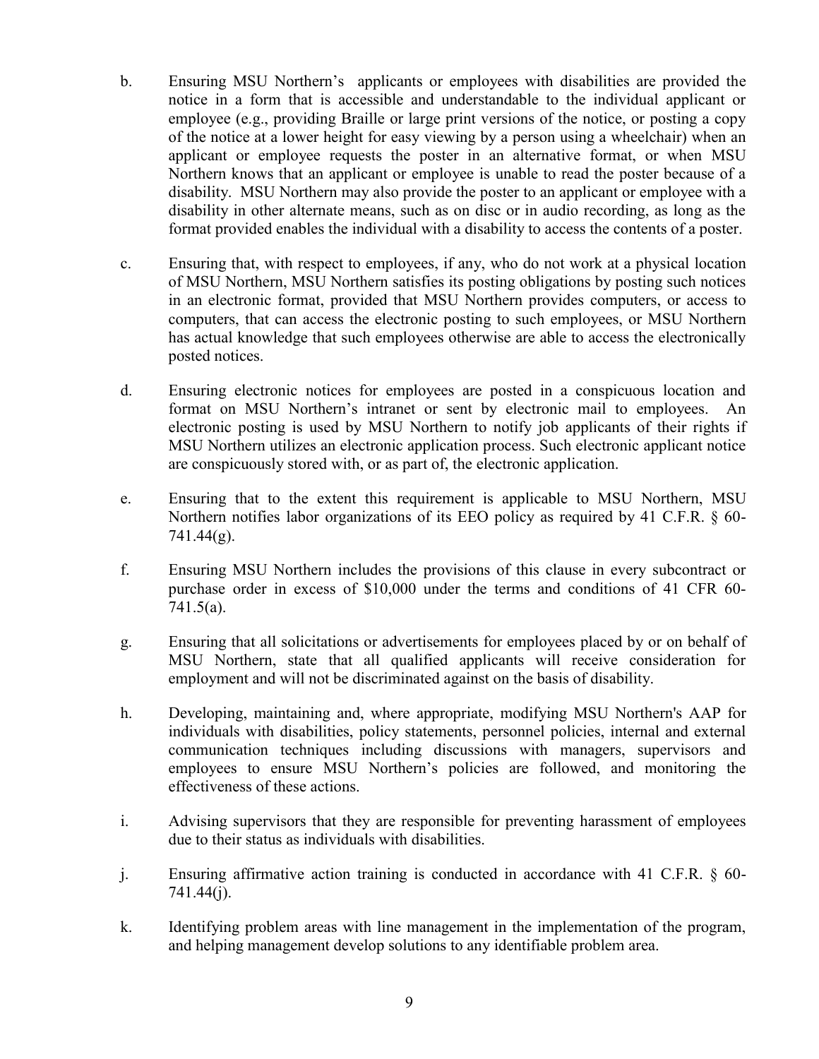b. Ensuring MSU Northern's applicants or employees with disabilities are provided the notice in a form that is accessible and understandable to the individual applicant or employee (e.g., providing Braille or large print versions of the notice, or posting a copy of the notice at a lower height for easy viewing by a person using a wheelchair) when an applicant or employee requests the poster in an alternative format, or when MSU Northern knows that an applicant or employee is unable to read the poster because of a disability. MSU Northern may also provide the poster to an applicant or employee with a disability in other alternate means, such as on disc or in audio recording, as long as the format provided enables the individual with a disability to access the contents of a poster.

c. Ensuring that, with respect to employees, if any, who do not work at a physical location of MSU Northern, MSU Northern satisfies its posting obligations by posting such notices in an electronic format, provided that MSU Northern provides computers, or access to computers, that can access the electronic posting to such employees, or MSU Northern has actual knowledge that such employees otherwise are able to access the electronically posted notices.

d. Ensuring electronic notices for employees are posted in a conspicuous location and format on MSU Northern's intranet or sent by electronic mail to employees. An electronic posting is used by MSU Northern to notify job applicants of their rights if MSU Northern utilizes an electronic application process. Such electronic applicant notice are conspicuously stored with, or as part of, the electronic application.

e. Ensuring that to the extent this requirement is applicable to MSU Northern, MSU Northern notifies labor organizations of its EEO policy as required by 41 C.F.R. § 60-741.44(g).

f. Ensuring MSU Northern includes the provisions of this clause in every subcontract or purchase order in excess of $10,000 under the terms and conditions of 41 CFR 60-741.5(a).

g. Ensuring that all solicitations or advertisements for employees placed by or on behalf of MSU Northern, state that all qualified applicants will receive consideration for employment and will not be discriminated against on the basis of disability.

h. Developing, maintaining and, where appropriate, modifying MSU Northern's AAP for individuals with disabilities, policy statements, personnel policies, internal and external communication techniques including discussions with managers, supervisors and employees to ensure MSU Northern's policies are followed, and monitoring the effectiveness of these actions.

i. Advising supervisors that they are responsible for preventing harassment of employees due to their status as individuals with disabilities.

j. Ensuring affirmative action training is conducted in accordance with 41 C.F.R. § 60-741.44(j).

k. Identifying problem areas with line management in the implementation of the program, and helping management develop solutions to any identifiable problem area.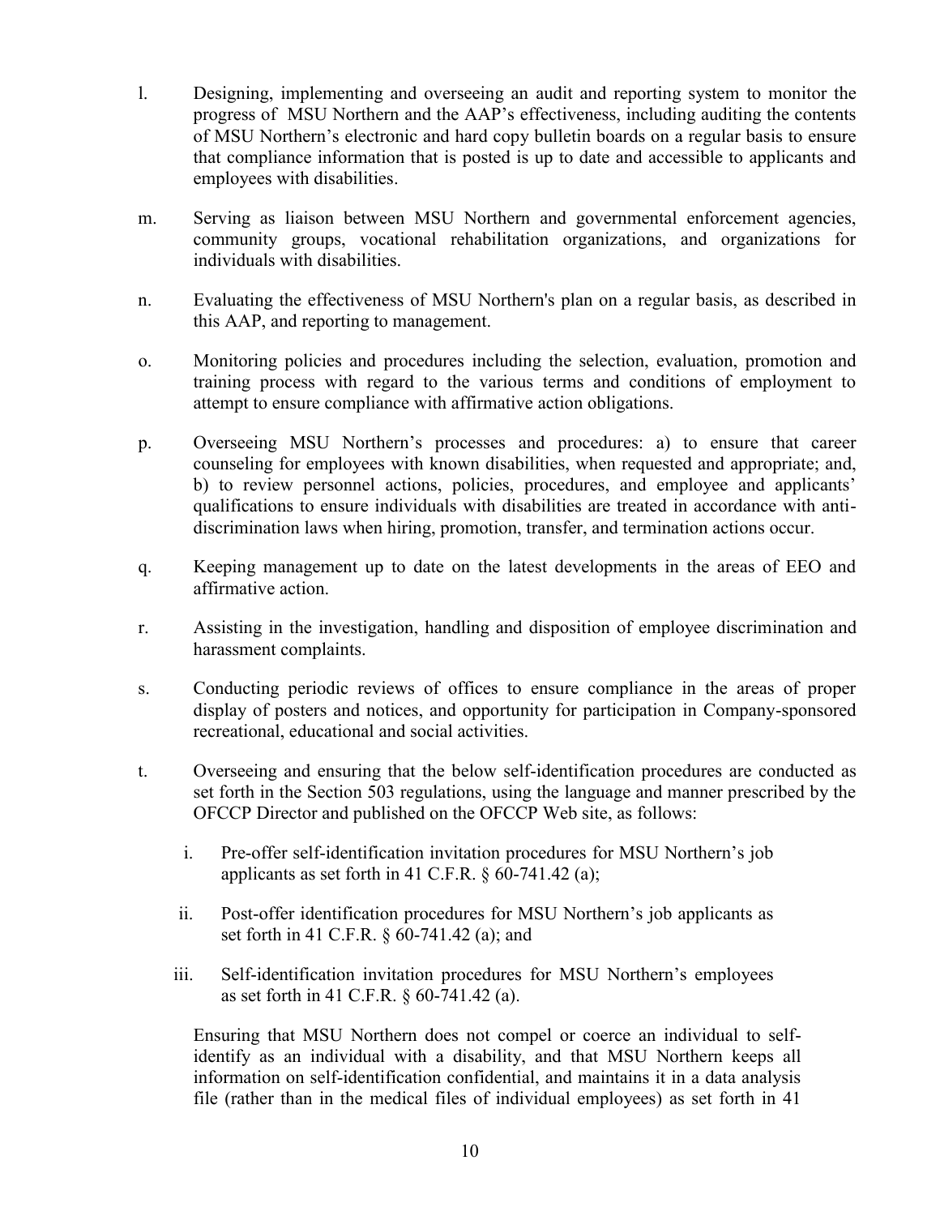l. Designing, implementing and overseeing an audit and reporting system to monitor the progress of MSU Northern and the AAP's effectiveness, including auditing the contents of MSU Northern's electronic and hard copy bulletin boards on a regular basis to ensure that compliance information that is posted is up to date and accessible to applicants and employees with disabilities.

m. Serving as liaison between MSU Northern and governmental enforcement agencies, community groups, vocational rehabilitation organizations, and organizations for individuals with disabilities.

n. Evaluating the effectiveness of MSU Northern's plan on a regular basis, as described in this AAP, and reporting to management.

o. Monitoring policies and procedures including the selection, evaluation, promotion and training process with regard to the various terms and conditions of employment to attempt to ensure compliance with affirmative action obligations.

p. Overseeing MSU Northern's processes and procedures: a) to ensure that career counseling for employees with known disabilities, when requested and appropriate; and, b) to review personnel actions, policies, procedures, and employee and applicants' qualifications to ensure individuals with disabilities are treated in accordance with anti-discrimination laws when hiring, promotion, transfer, and termination actions occur.

q. Keeping management up to date on the latest developments in the areas of EEO and affirmative action.

r. Assisting in the investigation, handling and disposition of employee discrimination and harassment complaints.

s. Conducting periodic reviews of offices to ensure compliance in the areas of proper display of posters and notices, and opportunity for participation in Company-sponsored recreational, educational and social activities.

t. Overseeing and ensuring that the below self-identification procedures are conducted as set forth in the Section 503 regulations, using the language and manner prescribed by the OFCCP Director and published on the OFCCP Web site, as follows:

   i. Pre-offer self-identification invitation procedures for MSU Northern's job applicants as set forth in 41 C.F.R. § 60-741.42 (a);

   ii. Post-offer identification procedures for MSU Northern's job applicants as set forth in 41 C.F.R. § 60-741.42 (a); and

   iii. Self-identification invitation procedures for MSU Northern's employees as set forth in 41 C.F.R. § 60-741.42 (a).

   Ensuring that MSU Northern does not compel or coerce an individual to self-identify as an individual with a disability, and that MSU Northern keeps all information on self-identification confidential, and maintains it in a data analysis file (rather than in the medical files of individual employees) as set forth in 41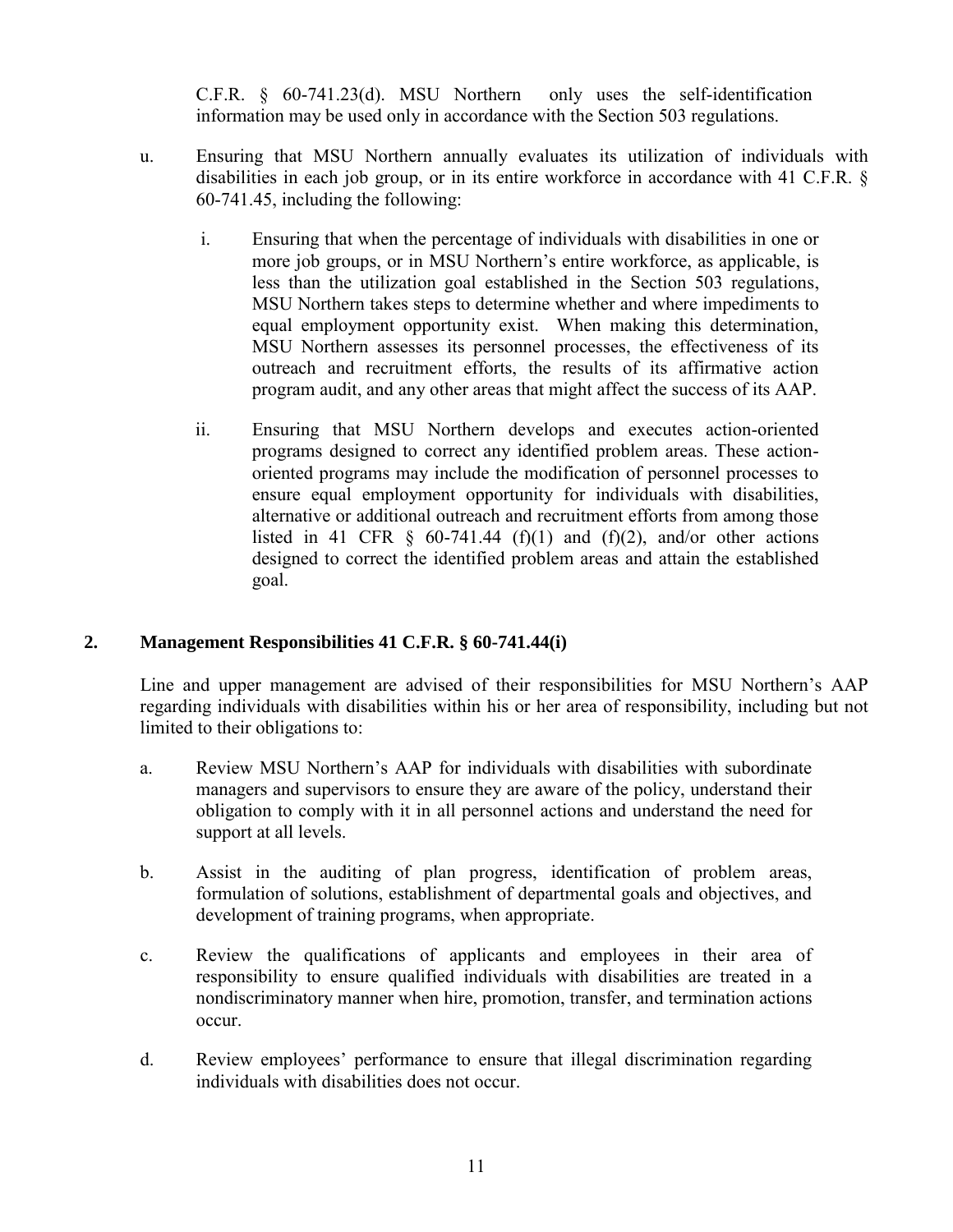C.F.R. § 60-741.23(d). MSU Northern only uses the self-identification information may be used only in accordance with the Section 503 regulations.

u. Ensuring that MSU Northern annually evaluates its utilization of individuals with disabilities in each job group, or in its entire workforce in accordance with 41 C.F.R. § 60-741.45, including the following:

   i. Ensuring that when the percentage of individuals with disabilities in one or more job groups, or in MSU Northern's entire workforce, as applicable, is less than the utilization goal established in the Section 503 regulations, MSU Northern takes steps to determine whether and where impediments to equal employment opportunity exist. When making this determination, MSU Northern assesses its personnel processes, the effectiveness of its outreach and recruitment efforts, the results of its affirmative action program audit, and any other areas that might affect the success of its AAP.

   ii. Ensuring that MSU Northern develops and executes action-oriented programs designed to correct any identified problem areas. These action-oriented programs may include the modification of personnel processes to ensure equal employment opportunity for individuals with disabilities, alternative or additional outreach and recruitment efforts from among those listed in 41 CFR § 60-741.44 (f)(1) and (f)(2), and/or other actions designed to correct the identified problem areas and attain the established goal.

## 2. Management Responsibilities 41 C.F.R. § 60-741.44(i)

Line and upper management are advised of their responsibilities for MSU Northern's AAP regarding individuals with disabilities within his or her area of responsibility, including but not limited to their obligations to:

a. Review MSU Northern's AAP for individuals with disabilities with subordinate managers and supervisors to ensure they are aware of the policy, understand their obligation to comply with it in all personnel actions and understand the need for support at all levels.

b. Assist in the auditing of plan progress, identification of problem areas, formulation of solutions, establishment of departmental goals and objectives, and development of training programs, when appropriate.

c. Review the qualifications of applicants and employees in their area of responsibility to ensure qualified individuals with disabilities are treated in a nondiscriminatory manner when hire, promotion, transfer, and termination actions occur.

d. Review employees' performance to ensure that illegal discrimination regarding individuals with disabilities does not occur.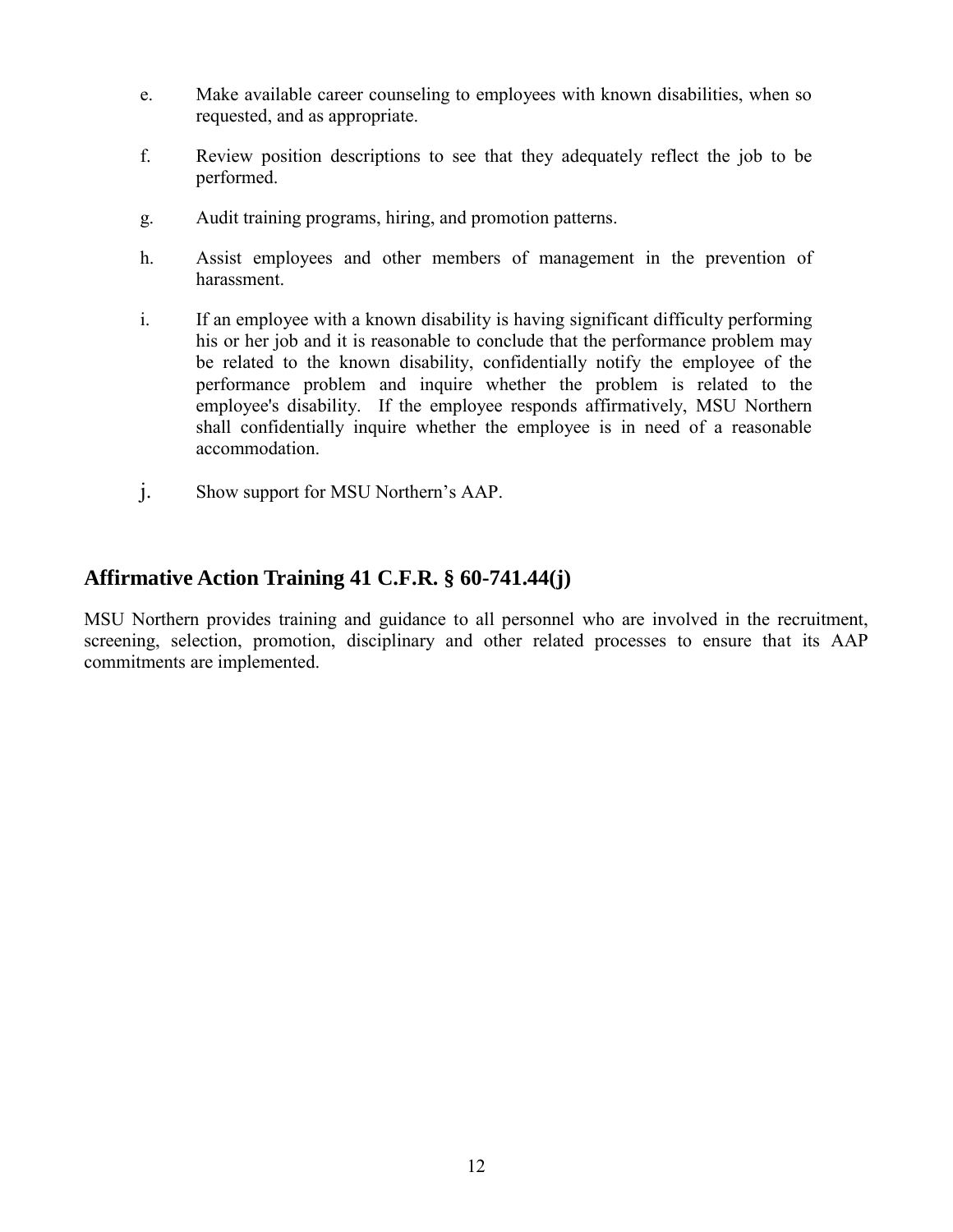e. Make available career counseling to employees with known disabilities, when so requested, and as appropriate.

f. Review position descriptions to see that they adequately reflect the job to be performed.

g. Audit training programs, hiring, and promotion patterns.

h. Assist employees and other members of management in the prevention of harassment.

i. If an employee with a known disability is having significant difficulty performing his or her job and it is reasonable to conclude that the performance problem may be related to the known disability, confidentially notify the employee of the performance problem and inquire whether the problem is related to the employee's disability. If the employee responds affirmatively, MSU Northern shall confidentially inquire whether the employee is in need of a reasonable accommodation.

j. Show support for MSU Northern's AAP.

## Affirmative Action Training 41 C.F.R. § 60-741.44(j)

MSU Northern provides training and guidance to all personnel who are involved in the recruitment, screening, selection, promotion, disciplinary and other related processes to ensure that its AAP commitments are implemented.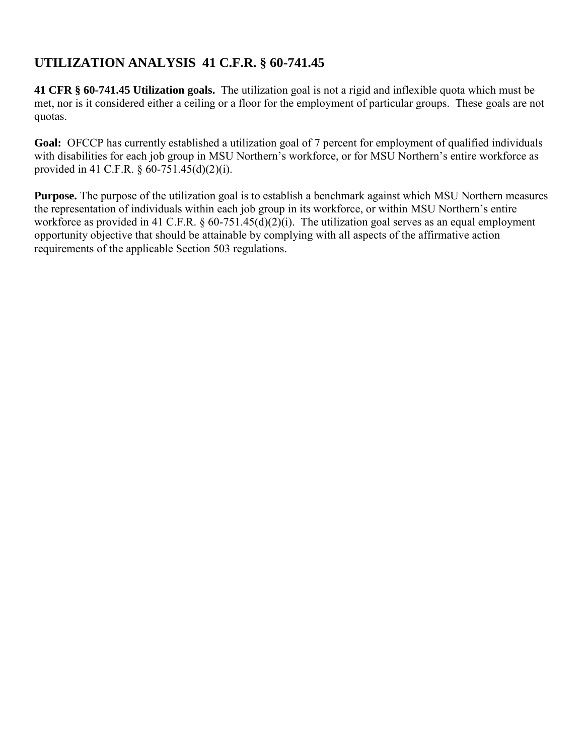## UTILIZATION ANALYSIS 41 C.F.R. § 60-741.45

**41 CFR § 60-741.45 Utilization goals.** The utilization goal is not a rigid and inflexible quota which must be met, nor is it considered either a ceiling or a floor for the employment of particular groups. These goals are not quotas.

**Goal:** OFCCP has currently established a utilization goal of 7 percent for employment of qualified individuals with disabilities for each job group in MSU Northern's workforce, or for MSU Northern's entire workforce as provided in 41 C.F.R. § 60-751.45(d)(2)(i).

**Purpose.** The purpose of the utilization goal is to establish a benchmark against which MSU Northern measures the representation of individuals within each job group in its workforce, or within MSU Northern's entire workforce as provided in 41 C.F.R. § 60-751.45(d)(2)(i). The utilization goal serves as an equal employment opportunity objective that should be attainable by complying with all aspects of the affirmative action requirements of the applicable Section 503 regulations.